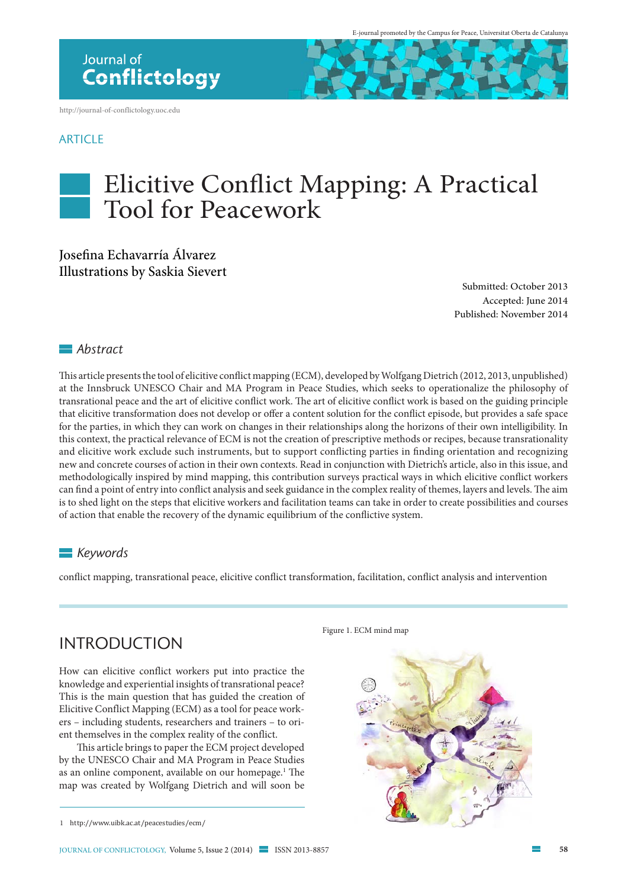ARTICLE

# Elicitive Conflict Mapping: A Practical Tool for Peacework

Josefina Echavarría Álvarez
Illustrations by Saskia Sievert

Submitted: October 2013
Accepted: June 2014
Published: November 2014

## Abstract

This article presents the tool of elicitive conflict mapping (ECM), developed by Wolfgang Dietrich (2012, 2013, unpublished) at the Innsbruck UNESCO Chair and MA Program in Peace Studies, which seeks to operationalize the philosophy of transrational peace and the art of elicitive conflict work. The art of elicitive conflict work is based on the guiding principle that elicitive transformation does not develop or offer a content solution for the conflict episode, but provides a safe space for the parties, in which they can work on changes in their relationships along the horizons of their own intelligibility. In this context, the practical relevance of ECM is not the creation of prescriptive methods or recipes, because transrationality and elicitive work exclude such instruments, but to support conflicting parties in finding orientation and recognizing new and concrete courses of action in their own contexts. Read in conjunction with Dietrich's article, also in this issue, and methodologically inspired by mind mapping, this contribution surveys practical ways in which elicitive conflict workers can find a point of entry into conflict analysis and seek guidance in the complex reality of themes, layers and levels. The aim is to shed light on the steps that elicitive workers and facilitation teams can take in order to create possibilities and courses of action that enable the recovery of the dynamic equilibrium of the conflictive system.

## Keywords

conflict mapping, transrational peace, elicitive conflict transformation, facilitation, conflict analysis and intervention

## INTRODUCTION

How can elicitive conflict workers put into practice the knowledge and experiential insights of transrational peace? This is the main question that has guided the creation of Elicitive Conflict Mapping (ECM) as a tool for peace workers – including students, researchers and trainers – to orient themselves in the complex reality of the conflict.

This article brings to paper the ECM project developed by the UNESCO Chair and MA Program in Peace Studies as an online component, available on our homepage.[1] The map was created by Wolfgang Dietrich and will soon be

Figure 1. ECM mind map

1 http://www.uibk.ac.at/peacestudies/ecm/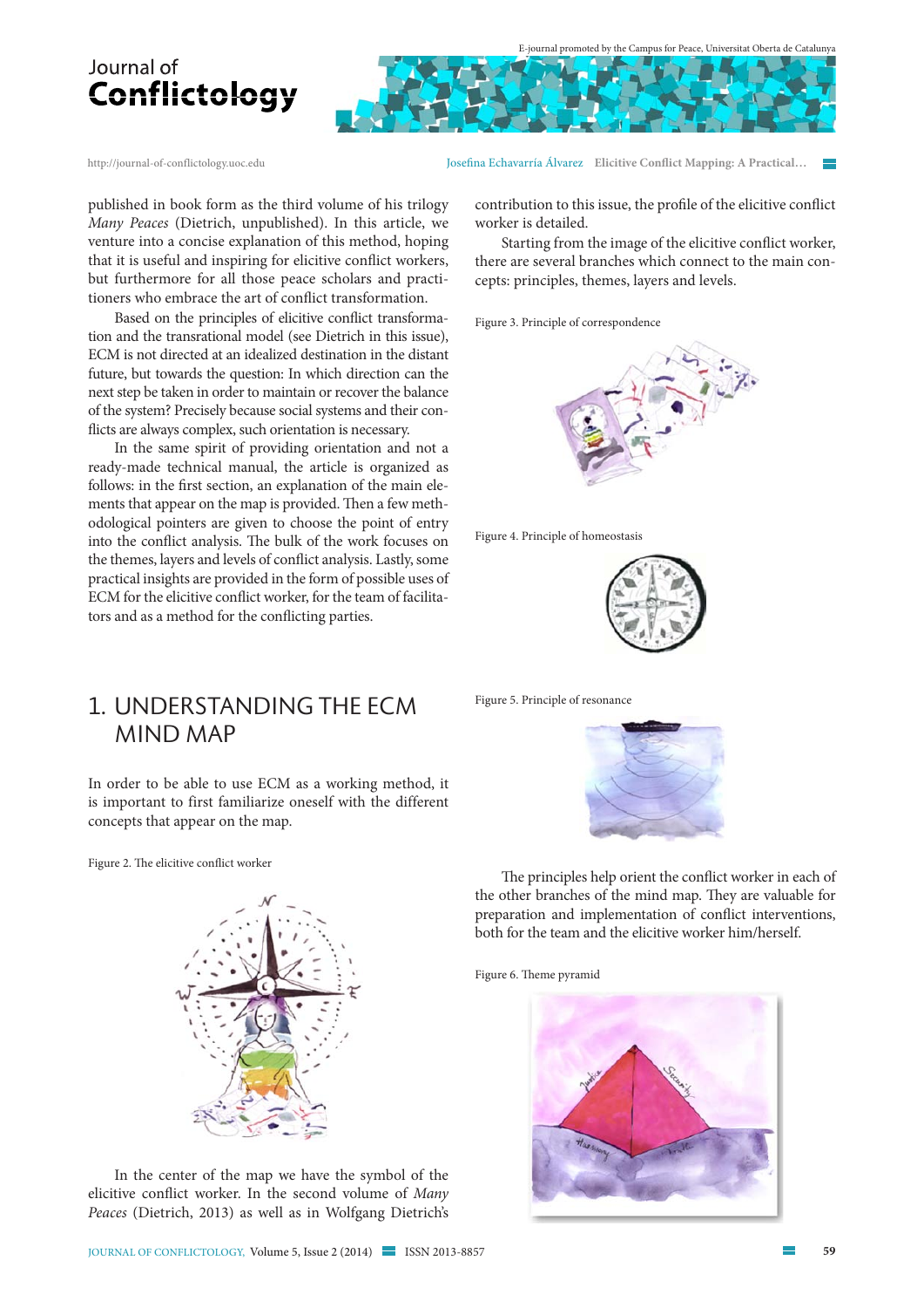published in book form as the third volume of his trilogy *Many Peaces* (Dietrich, unpublished). In this article, we venture into a concise explanation of this method, hoping that it is useful and inspiring for elicitive conflict workers, but furthermore for all those peace scholars and practitioners who embrace the art of conflict transformation.

Based on the principles of elicitive conflict transformation and the transrational model (see Dietrich in this issue), ECM is not directed at an idealized destination in the distant future, but towards the question: In which direction can the next step be taken in order to maintain or recover the balance of the system? Precisely because social systems and their conflicts are always complex, such orientation is necessary.

In the same spirit of providing orientation and not a ready-made technical manual, the article is organized as follows: in the first section, an explanation of the main elements that appear on the map is provided. Then a few methodological pointers are given to choose the point of entry into the conflict analysis. The bulk of the work focuses on the themes, layers and levels of conflict analysis. Lastly, some practical insights are provided in the form of possible uses of ECM for the elicitive conflict worker, for the team of facilitators and as a method for the conflicting parties.

## 1. UNDERSTANDING THE ECM MIND MAP

In order to be able to use ECM as a working method, it is important to first familiarize oneself with the different concepts that appear on the map.

Figure 2. The elicitive conflict worker

In the center of the map we have the symbol of the elicitive conflict worker. In the second volume of *Many Peaces* (Dietrich, 2013) as well as in Wolfgang Dietrich's contribution to this issue, the profile of the elicitive conflict worker is detailed.

Starting from the image of the elicitive conflict worker, there are several branches which connect to the main concepts: principles, themes, layers and levels.

Figure 3. Principle of correspondence

Figure 4. Principle of homeostasis

Figure 5. Principle of resonance

The principles help orient the conflict worker in each of the other branches of the mind map. They are valuable for preparation and implementation of conflict interventions, both for the team and the elicitive worker him/herself.

Figure 6. Theme pyramid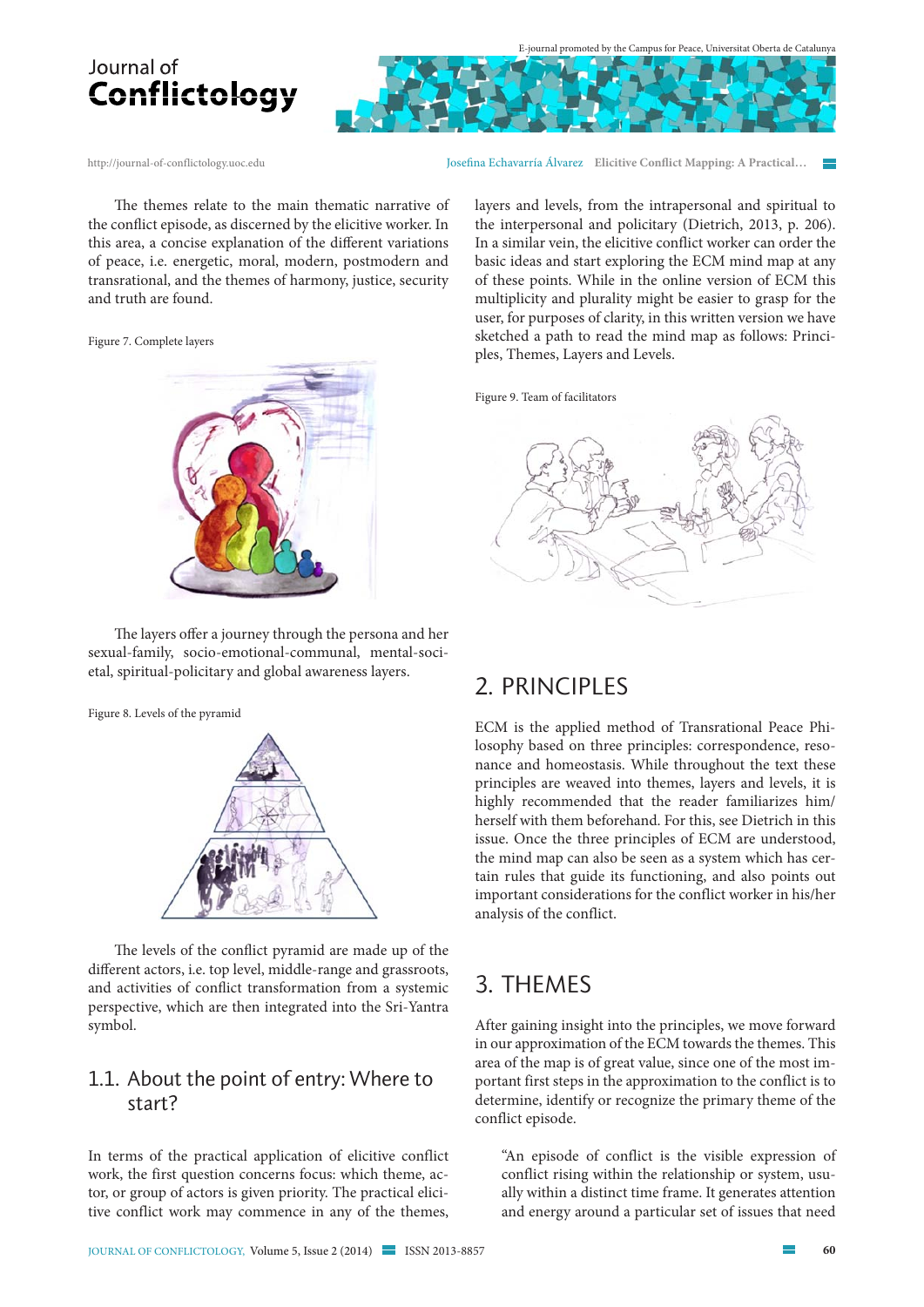The themes relate to the main thematic narrative of the conflict episode, as discerned by the elicitive worker. In this area, a concise explanation of the different variations of peace, i.e. energetic, moral, modern, postmodern and transrational, and the themes of harmony, justice, security and truth are found.

Figure 7. Complete layers

The layers offer a journey through the persona and her sexual-family, socio-emotional-communal, mental-societal, spiritual-policitary and global awareness layers.

Figure 8. Levels of the pyramid

The levels of the conflict pyramid are made up of the different actors, i.e. top level, middle-range and grassroots, and activities of conflict transformation from a systemic perspective, which are then integrated into the Sri-Yantra symbol.

## 1.1. About the point of entry: Where to start?

In terms of the practical application of elicitive conflict work, the first question concerns focus: which theme, actor, or group of actors is given priority. The practical elicitive conflict work may commence in any of the themes, layers and levels, from the intrapersonal and spiritual to the interpersonal and policitary (Dietrich, 2013, p. 206). In a similar vein, the elicitive conflict worker can order the basic ideas and start exploring the ECM mind map at any of these points. While in the online version of ECM this multiplicity and plurality might be easier to grasp for the user, for purposes of clarity, in this written version we have sketched a path to read the mind map as follows: Principles, Themes, Layers and Levels.

Figure 9. Team of facilitators

# 2. PRINCIPLES

ECM is the applied method of Transrational Peace Philosophy based on three principles: correspondence, resonance and homeostasis. While throughout the text these principles are weaved into themes, layers and levels, it is highly recommended that the reader familiarizes him/herself with them beforehand. For this, see Dietrich in this issue. Once the three principles of ECM are understood, the mind map can also be seen as a system which has certain rules that guide its functioning, and also points out important considerations for the conflict worker in his/her analysis of the conflict.

# 3. THEMES

After gaining insight into the principles, we move forward in our approximation of the ECM towards the themes. This area of the map is of great value, since one of the most important first steps in the approximation to the conflict is to determine, identify or recognize the primary theme of the conflict episode.

> "An episode of conflict is the visible expression of conflict rising within the relationship or system, usually within a distinct time frame. It generates attention and energy around a particular set of issues that need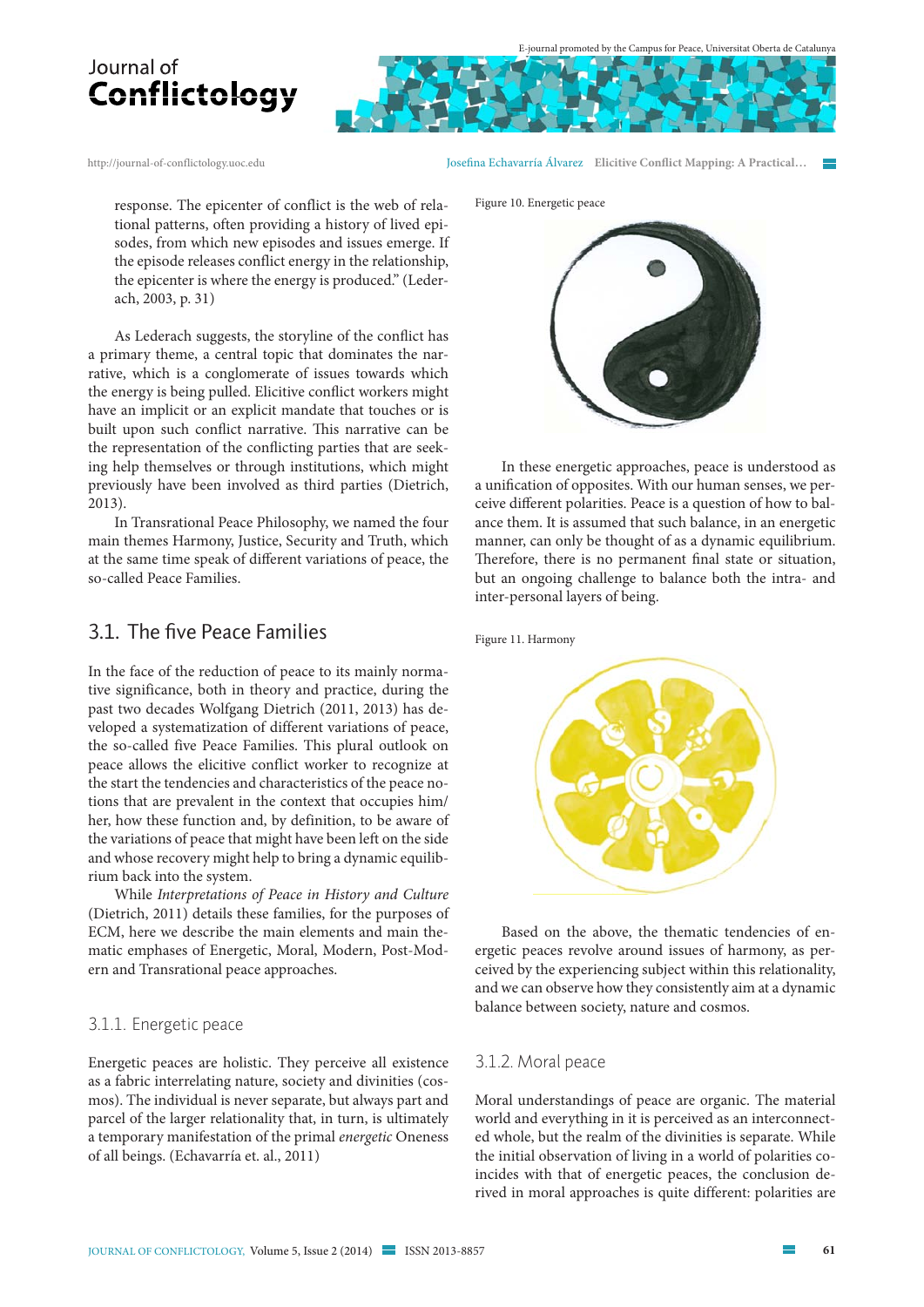response. The epicenter of conflict is the web of relational patterns, often providing a history of lived episodes, from which new episodes and issues emerge. If the episode releases conflict energy in the relationship, the epicenter is where the energy is produced." (Lederach, 2003, p. 31)

As Lederach suggests, the storyline of the conflict has a primary theme, a central topic that dominates the narrative, which is a conglomerate of issues towards which the energy is being pulled. Elicitive conflict workers might have an implicit or an explicit mandate that touches or is built upon such conflict narrative. This narrative can be the representation of the conflicting parties that are seeking help themselves or through institutions, which might previously have been involved as third parties (Dietrich, 2013).

In Transrational Peace Philosophy, we named the four main themes Harmony, Justice, Security and Truth, which at the same time speak of different variations of peace, the so-called Peace Families.

## 3.1. The five Peace Families

In the face of the reduction of peace to its mainly normative significance, both in theory and practice, during the past two decades Wolfgang Dietrich (2011, 2013) has developed a systematization of different variations of peace, the so-called five Peace Families. This plural outlook on peace allows the elicitive conflict worker to recognize at the start the tendencies and characteristics of the peace notions that are prevalent in the context that occupies him/her, how these function and, by definition, to be aware of the variations of peace that might have been left on the side and whose recovery might help to bring a dynamic equilibrium back into the system.

While *Interpretations of Peace in History and Culture* (Dietrich, 2011) details these families, for the purposes of ECM, here we describe the main elements and main thematic emphases of Energetic, Moral, Modern, Post-Modern and Transrational peace approaches.

### 3.1.1. Energetic peace

Energetic peaces are holistic. They perceive all existence as a fabric interrelating nature, society and divinities (cosmos). The individual is never separate, but always part and parcel of the larger relationality that, in turn, is ultimately a temporary manifestation of the primal *energetic* Oneness of all beings. (Echavarría et. al., 2011)

Figure 10. Energetic peace

In these energetic approaches, peace is understood as a unification of opposites. With our human senses, we perceive different polarities. Peace is a question of how to balance them. It is assumed that such balance, in an energetic manner, can only be thought of as a dynamic equilibrium. Therefore, there is no permanent final state or situation, but an ongoing challenge to balance both the intra- and inter-personal layers of being.

Figure 11. Harmony

Based on the above, the thematic tendencies of energetic peaces revolve around issues of harmony, as perceived by the experiencing subject within this relationality, and we can observe how they consistently aim at a dynamic balance between society, nature and cosmos.

### 3.1.2. Moral peace

Moral understandings of peace are organic. The material world and everything in it is perceived as an interconnected whole, but the realm of the divinities is separate. While the initial observation of living in a world of polarities coincides with that of energetic peaces, the conclusion derived in moral approaches is quite different: polarities are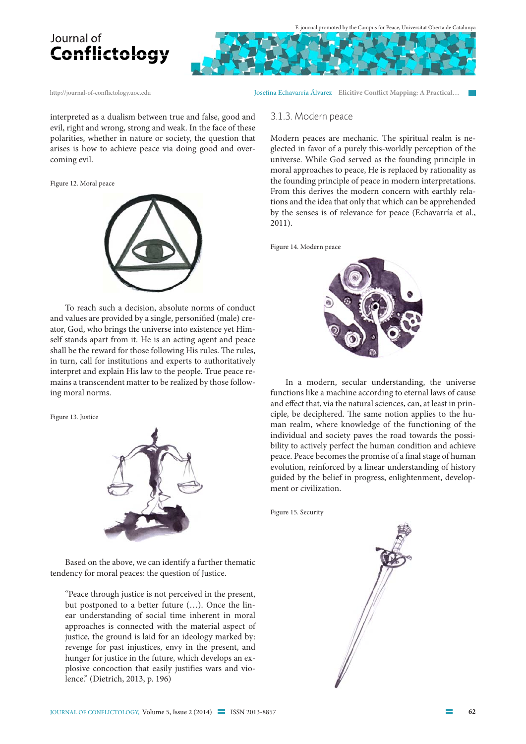interpreted as a dualism between true and false, good and evil, right and wrong, strong and weak. In the face of these polarities, whether in nature or society, the question that arises is how to achieve peace via doing good and overcoming evil.

Figure 12. Moral peace

To reach such a decision, absolute norms of conduct and values are provided by a single, personified (male) creator, God, who brings the universe into existence yet Himself stands apart from it. He is an acting agent and peace shall be the reward for those following His rules. The rules, in turn, call for institutions and experts to authoritatively interpret and explain His law to the people. True peace remains a transcendent matter to be realized by those following moral norms.

Figure 13. Justice

Based on the above, we can identify a further thematic tendency for moral peaces: the question of Justice.

> "Peace through justice is not perceived in the present, but postponed to a better future (…). Once the linear understanding of social time inherent in moral approaches is connected with the material aspect of justice, the ground is laid for an ideology marked by: revenge for past injustices, envy in the present, and hunger for justice in the future, which develops an explosive concoction that easily justifies wars and violence." (Dietrich, 2013, p. 196)

### 3.1.3. Modern peace

Modern peaces are mechanic. The spiritual realm is neglected in favor of a purely this-worldly perception of the universe. While God served as the founding principle in moral approaches to peace, He is replaced by rationality as the founding principle of peace in modern interpretations. From this derives the modern concern with earthly relations and the idea that only that which can be apprehended by the senses is of relevance for peace (Echavarría et al., 2011).

Figure 14. Modern peace

In a modern, secular understanding, the universe functions like a machine according to eternal laws of cause and effect that, via the natural sciences, can, at least in principle, be deciphered. The same notion applies to the human realm, where knowledge of the functioning of the individual and society paves the road towards the possibility to actively perfect the human condition and achieve peace. Peace becomes the promise of a final stage of human evolution, reinforced by a linear understanding of history guided by the belief in progress, enlightenment, development or civilization.

Figure 15. Security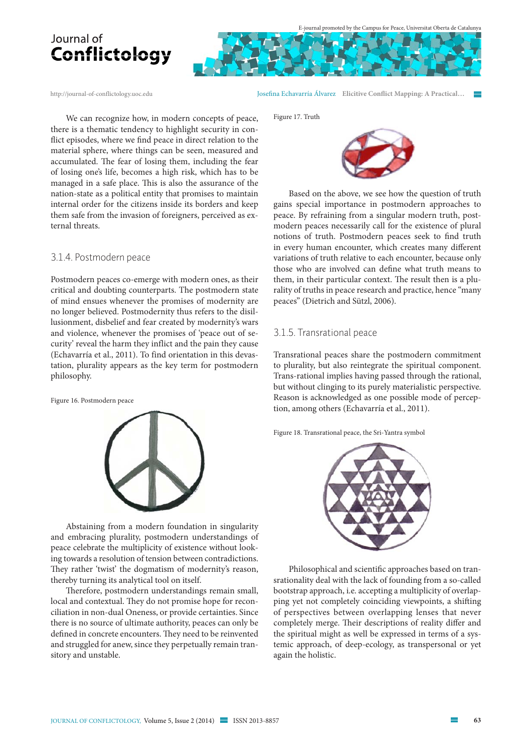We can recognize how, in modern concepts of peace, there is a thematic tendency to highlight security in conflict episodes, where we find peace in direct relation to the material sphere, where things can be seen, measured and accumulated. The fear of losing them, including the fear of losing one's life, becomes a high risk, which has to be managed in a safe place. This is also the assurance of the nation-state as a political entity that promises to maintain internal order for the citizens inside its borders and keep them safe from the invasion of foreigners, perceived as external threats.

### 3.1.4. Postmodern peace

Postmodern peaces co-emerge with modern ones, as their critical and doubting counterparts. The postmodern state of mind ensues whenever the promises of modernity are no longer believed. Postmodernity thus refers to the disillusionment, disbelief and fear created by modernity's wars and violence, whenever the promises of 'peace out of security' reveal the harm they inflict and the pain they cause (Echavarría et al., 2011). To find orientation in this devastation, plurality appears as the key term for postmodern philosophy.

Figure 16. Postmodern peace

Abstaining from a modern foundation in singularity and embracing plurality, postmodern understandings of peace celebrate the multiplicity of existence without looking towards a resolution of tension between contradictions. They rather 'twist' the dogmatism of modernity's reason, thereby turning its analytical tool on itself.

Therefore, postmodern understandings remain small, local and contextual. They do not promise hope for reconciliation in non-dual Oneness, or provide certainties. Since there is no source of ultimate authority, peaces can only be defined in concrete encounters. They need to be reinvented and struggled for anew, since they perpetually remain transitory and unstable.

Figure 17. Truth

Based on the above, we see how the question of truth gains special importance in postmodern approaches to peace. By refraining from a singular modern truth, postmodern peaces necessarily call for the existence of plural notions of truth. Postmodern peaces seek to find truth in every human encounter, which creates many different variations of truth relative to each encounter, because only those who are involved can define what truth means to them, in their particular context. The result then is a plurality of truths in peace research and practice, hence "many peaces" (Dietrich and Sützl, 2006).

### 3.1.5. Transrational peace

Transrational peaces share the postmodern commitment to plurality, but also reintegrate the spiritual component. Trans-rational implies having passed through the rational, but without clinging to its purely materialistic perspective. Reason is acknowledged as one possible mode of perception, among others (Echavarría et al., 2011).

Figure 18. Transrational peace, the Sri-Yantra symbol

Philosophical and scientific approaches based on transrationality deal with the lack of founding from a so-called bootstrap approach, i.e. accepting a multiplicity of overlapping yet not completely coinciding viewpoints, a shifting of perspectives between overlapping lenses that never completely merge. Their descriptions of reality differ and the spiritual might as well be expressed in terms of a systemic approach, of deep-ecology, as transpersonal or yet again the holistic.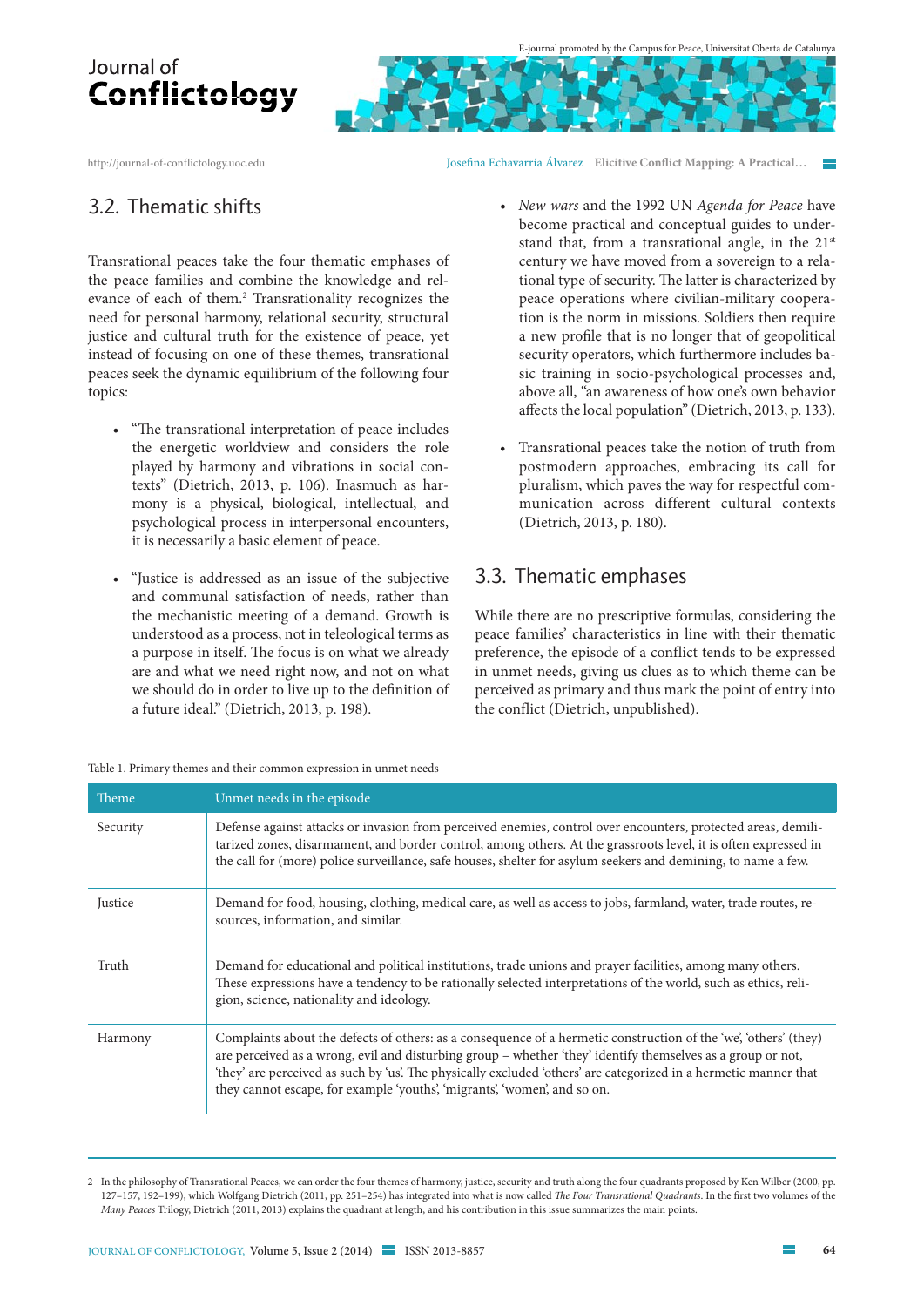## 3.2. Thematic shifts

Transrational peaces take the four thematic emphases of the peace families and combine the knowledge and relevance of each of them.[2] Transrationality recognizes the need for personal harmony, relational security, structural justice and cultural truth for the existence of peace, yet instead of focusing on one of these themes, transrational peaces seek the dynamic equilibrium of the following four topics:

- "The transrational interpretation of peace includes the energetic worldview and considers the role played by harmony and vibrations in social contexts" (Dietrich, 2013, p. 106). Inasmuch as harmony is a physical, biological, intellectual, and psychological process in interpersonal encounters, it is necessarily a basic element of peace.

- "Justice is addressed as an issue of the subjective and communal satisfaction of needs, rather than the mechanistic meeting of a demand. Growth is understood as a process, not in teleological terms as a purpose in itself. The focus is on what we already are and what we need right now, and not on what we should do in order to live up to the definition of a future ideal." (Dietrich, 2013, p. 198).

- *New wars* and the 1992 UN *Agenda for Peace* have become practical and conceptual guides to understand that, from a transrational angle, in the 21st century we have moved from a sovereign to a relational type of security. The latter is characterized by peace operations where civilian-military cooperation is the norm in missions. Soldiers then require a new profile that is no longer that of geopolitical security operators, which furthermore includes basic training in socio-psychological processes and, above all, "an awareness of how one's own behavior affects the local population" (Dietrich, 2013, p. 133).

- Transrational peaces take the notion of truth from postmodern approaches, embracing its call for pluralism, which paves the way for respectful communication across different cultural contexts (Dietrich, 2013, p. 180).

## 3.3. Thematic emphases

While there are no prescriptive formulas, considering the peace families' characteristics in line with their thematic preference, the episode of a conflict tends to be expressed in unmet needs, giving us clues as to which theme can be perceived as primary and thus mark the point of entry into the conflict (Dietrich, unpublished).

Table 1. Primary themes and their common expression in unmet needs

| Theme | Unmet needs in the episode |
|---|---|
| Security | Defense against attacks or invasion from perceived enemies, control over encounters, protected areas, demilitarized zones, disarmament, and border control, among others. At the grassroots level, it is often expressed in the call for (more) police surveillance, safe houses, shelter for asylum seekers and demining, to name a few. |
| Justice | Demand for food, housing, clothing, medical care, as well as access to jobs, farmland, water, trade routes, resources, information, and similar. |
| Truth | Demand for educational and political institutions, trade unions and prayer facilities, among many others. These expressions have a tendency to be rationally selected interpretations of the world, such as ethics, religion, science, nationality and ideology. |
| Harmony | Complaints about the defects of others: as a consequence of a hermetic construction of the 'we', 'others' (they) are perceived as a wrong, evil and disturbing group – whether 'they' identify themselves as a group or not, 'they' are perceived as such by 'us'. The physically excluded 'others' are categorized in a hermetic manner that they cannot escape, for example 'youths', 'migrants', 'women', and so on. |

2 In the philosophy of Transrational Peaces, we can order the four themes of harmony, justice, security and truth along the four quadrants proposed by Ken Wilber (2000, pp. 127–157, 192–199), which Wolfgang Dietrich (2011, pp. 251–254) has integrated into what is now called *The Four Transrational Quadrants*. In the first two volumes of the *Many Peaces* Trilogy, Dietrich (2011, 2013) explains the quadrant at length, and his contribution in this issue summarizes the main points.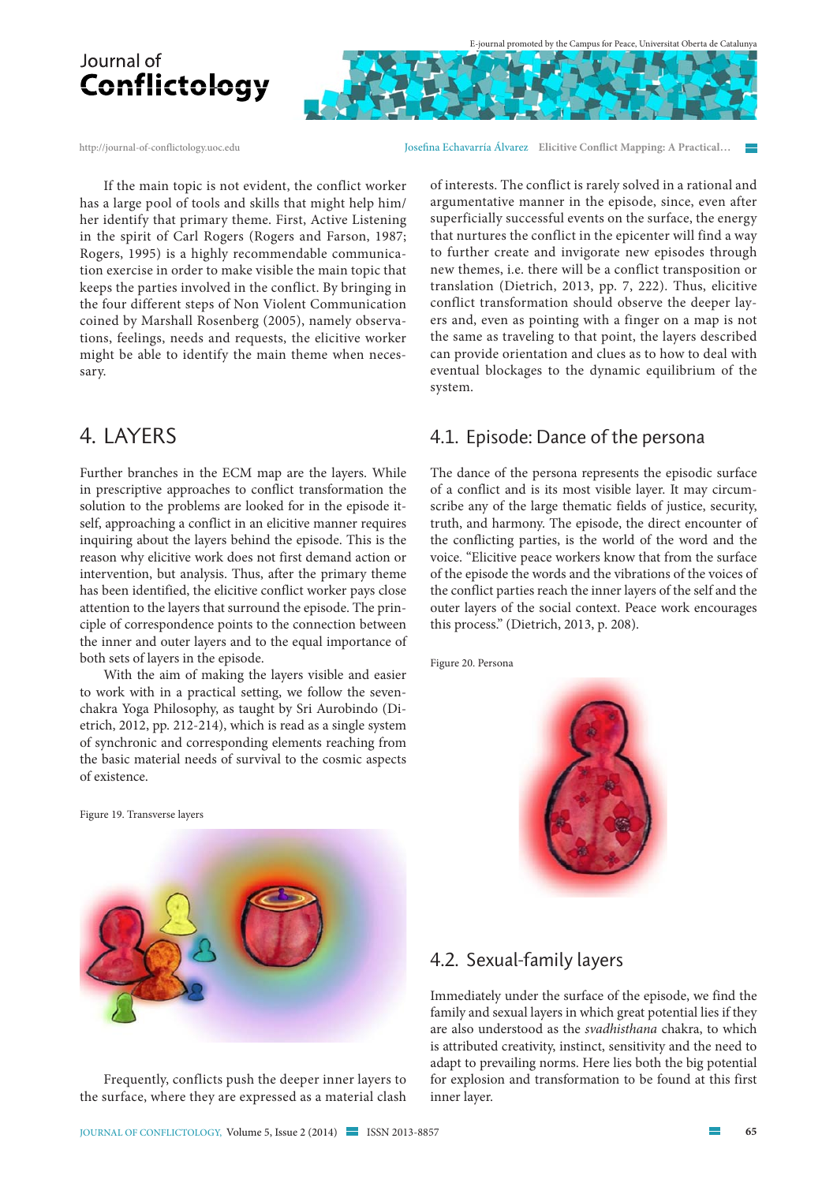If the main topic is not evident, the conflict worker has a large pool of tools and skills that might help him/her identify that primary theme. First, Active Listening in the spirit of Carl Rogers (Rogers and Farson, 1987; Rogers, 1995) is a highly recommendable communication exercise in order to make visible the main topic that keeps the parties involved in the conflict. By bringing in the four different steps of Non Violent Communication coined by Marshall Rosenberg (2005), namely observations, feelings, needs and requests, the elicitive worker might be able to identify the main theme when necessary.

## 4. LAYERS

Further branches in the ECM map are the layers. While in prescriptive approaches to conflict transformation the solution to the problems are looked for in the episode itself, approaching a conflict in an elicitive manner requires inquiring about the layers behind the episode. This is the reason why elicitive work does not first demand action or intervention, but analysis. Thus, after the primary theme has been identified, the elicitive conflict worker pays close attention to the layers that surround the episode. The principle of correspondence points to the connection between the inner and outer layers and to the equal importance of both sets of layers in the episode.

With the aim of making the layers visible and easier to work with in a practical setting, we follow the seven-chakra Yoga Philosophy, as taught by Sri Aurobindo (Dietrich, 2012, pp. 212-214), which is read as a single system of synchronic and corresponding elements reaching from the basic material needs of survival to the cosmic aspects of existence.

Figure 19. Transverse layers

Frequently, conflicts push the deeper inner layers to the surface, where they are expressed as a material clash of interests. The conflict is rarely solved in a rational and argumentative manner in the episode, since, even after superficially successful events on the surface, the energy that nurtures the conflict in the epicenter will find a way to further create and invigorate new episodes through new themes, i.e. there will be a conflict transposition or translation (Dietrich, 2013, pp. 7, 222). Thus, elicitive conflict transformation should observe the deeper layers and, even as pointing with a finger on a map is not the same as traveling to that point, the layers described can provide orientation and clues as to how to deal with eventual blockages to the dynamic equilibrium of the system.

### 4.1. Episode: Dance of the persona

The dance of the persona represents the episodic surface of a conflict and is its most visible layer. It may circumscribe any of the large thematic fields of justice, security, truth, and harmony. The episode, the direct encounter of the conflicting parties, is the world of the word and the voice. "Elicitive peace workers know that from the surface of the episode the words and the vibrations of the voices of the conflict parties reach the inner layers of the self and the outer layers of the social context. Peace work encourages this process." (Dietrich, 2013, p. 208).

Figure 20. Persona

### 4.2. Sexual-family layers

Immediately under the surface of the episode, we find the family and sexual layers in which great potential lies if they are also understood as the *svadhisthana* chakra, to which is attributed creativity, instinct, sensitivity and the need to adapt to prevailing norms. Here lies both the big potential for explosion and transformation to be found at this first inner layer.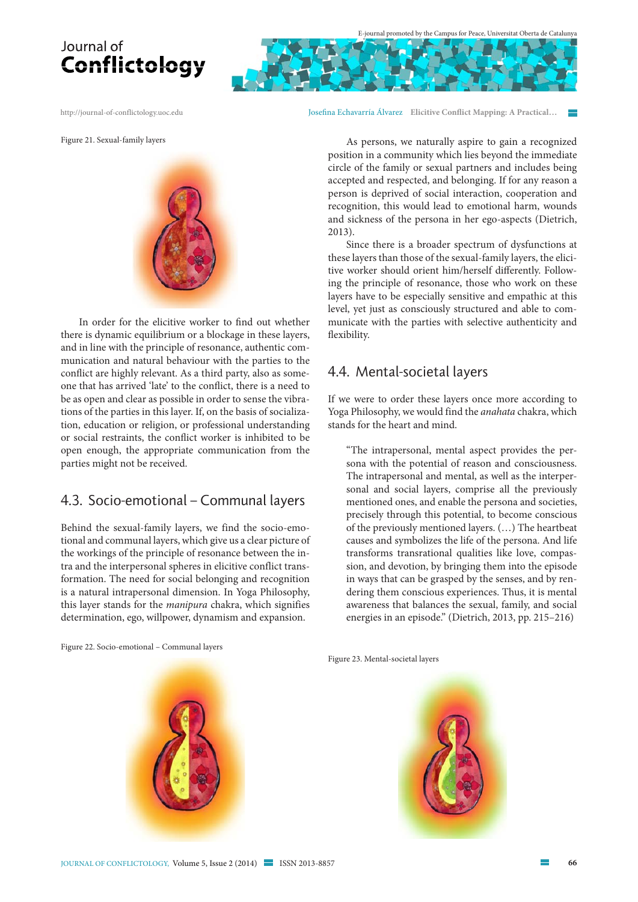Figure 21. Sexual-family layers

In order for the elicitive worker to find out whether there is dynamic equilibrium or a blockage in these layers, and in line with the principle of resonance, authentic communication and natural behaviour with the parties to the conflict are highly relevant. As a third party, also as someone that has arrived 'late' to the conflict, there is a need to be as open and clear as possible in order to sense the vibrations of the parties in this layer. If, on the basis of socialization, education or religion, or professional understanding or social restraints, the conflict worker is inhibited to be open enough, the appropriate communication from the parties might not be received.

## 4.3. Socio-emotional – Communal layers

Behind the sexual-family layers, we find the socio-emotional and communal layers, which give us a clear picture of the workings of the principle of resonance between the intra and the interpersonal spheres in elicitive conflict transformation. The need for social belonging and recognition is a natural intrapersonal dimension. In Yoga Philosophy, this layer stands for the *manipura* chakra, which signifies determination, ego, willpower, dynamism and expansion.

Figure 22. Socio-emotional – Communal layers

As persons, we naturally aspire to gain a recognized position in a community which lies beyond the immediate circle of the family or sexual partners and includes being accepted and respected, and belonging. If for any reason a person is deprived of social interaction, cooperation and recognition, this would lead to emotional harm, wounds and sickness of the persona in her ego-aspects (Dietrich, 2013).

Since there is a broader spectrum of dysfunctions at these layers than those of the sexual-family layers, the elicitive worker should orient him/herself differently. Following the principle of resonance, those who work on these layers have to be especially sensitive and empathic at this level, yet just as consciously structured and able to communicate with the parties with selective authenticity and flexibility.

## 4.4. Mental-societal layers

If we were to order these layers once more according to Yoga Philosophy, we would find the *anahata* chakra, which stands for the heart and mind.

> "The intrapersonal, mental aspect provides the persona with the potential of reason and consciousness. The intrapersonal and mental, as well as the interpersonal and social layers, comprise all the previously mentioned ones, and enable the persona and societies, precisely through this potential, to become conscious of the previously mentioned layers. (…) The heartbeat causes and symbolizes the life of the persona. And life transforms transrational qualities like love, compassion, and devotion, by bringing them into the episode in ways that can be grasped by the senses, and by rendering them conscious experiences. Thus, it is mental awareness that balances the sexual, family, and social energies in an episode." (Dietrich, 2013, pp. 215–216)

Figure 23. Mental-societal layers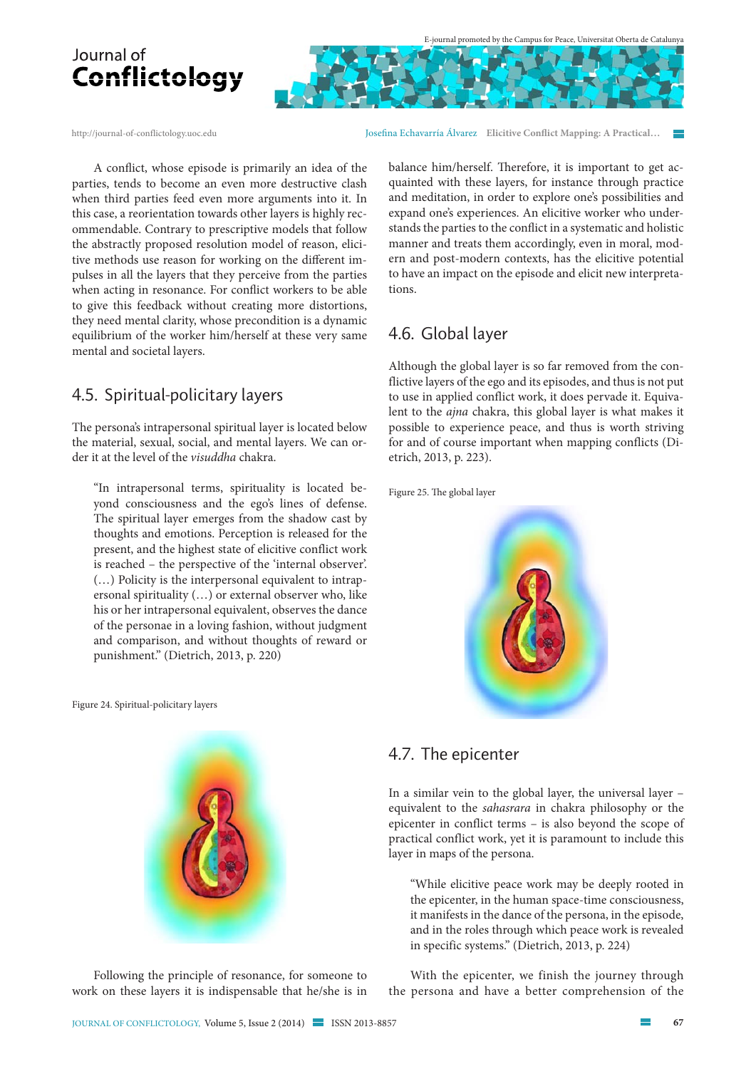A conflict, whose episode is primarily an idea of the parties, tends to become an even more destructive clash when third parties feed even more arguments into it. In this case, a reorientation towards other layers is highly recommendable. Contrary to prescriptive models that follow the abstractly proposed resolution model of reason, elicitive methods use reason for working on the different impulses in all the layers that they perceive from the parties when acting in resonance. For conflict workers to be able to give this feedback without creating more distortions, they need mental clarity, whose precondition is a dynamic equilibrium of the worker him/herself at these very same mental and societal layers.

## 4.5. Spiritual-policitary layers

The persona's intrapersonal spiritual layer is located below the material, sexual, social, and mental layers. We can order it at the level of the *visuddha* chakra.

> "In intrapersonal terms, spirituality is located beyond consciousness and the ego's lines of defense. The spiritual layer emerges from the shadow cast by thoughts and emotions. Perception is released for the present, and the highest state of elicitive conflict work is reached – the perspective of the 'internal observer'. (…) Policity is the interpersonal equivalent to intrapersonal spirituality (…) or external observer who, like his or her intrapersonal equivalent, observes the dance of the personae in a loving fashion, without judgment and comparison, and without thoughts of reward or punishment." (Dietrich, 2013, p. 220)

Figure 24. Spiritual-policitary layers

Following the principle of resonance, for someone to work on these layers it is indispensable that he/she is in balance him/herself. Therefore, it is important to get acquainted with these layers, for instance through practice and meditation, in order to explore one's possibilities and expand one's experiences. An elicitive worker who understands the parties to the conflict in a systematic and holistic manner and treats them accordingly, even in moral, modern and post-modern contexts, has the elicitive potential to have an impact on the episode and elicit new interpretations.

## 4.6. Global layer

Although the global layer is so far removed from the conflictive layers of the ego and its episodes, and thus is not put to use in applied conflict work, it does pervade it. Equivalent to the *ajna* chakra, this global layer is what makes it possible to experience peace, and thus is worth striving for and of course important when mapping conflicts (Dietrich, 2013, p. 223).

Figure 25. The global layer

## 4.7. The epicenter

In a similar vein to the global layer, the universal layer – equivalent to the *sahasrara* in chakra philosophy or the epicenter in conflict terms – is also beyond the scope of practical conflict work, yet it is paramount to include this layer in maps of the persona.

> "While elicitive peace work may be deeply rooted in the epicenter, in the human space-time consciousness, it manifests in the dance of the persona, in the episode, and in the roles through which peace work is revealed in specific systems." (Dietrich, 2013, p. 224)

With the epicenter, we finish the journey through the persona and have a better comprehension of the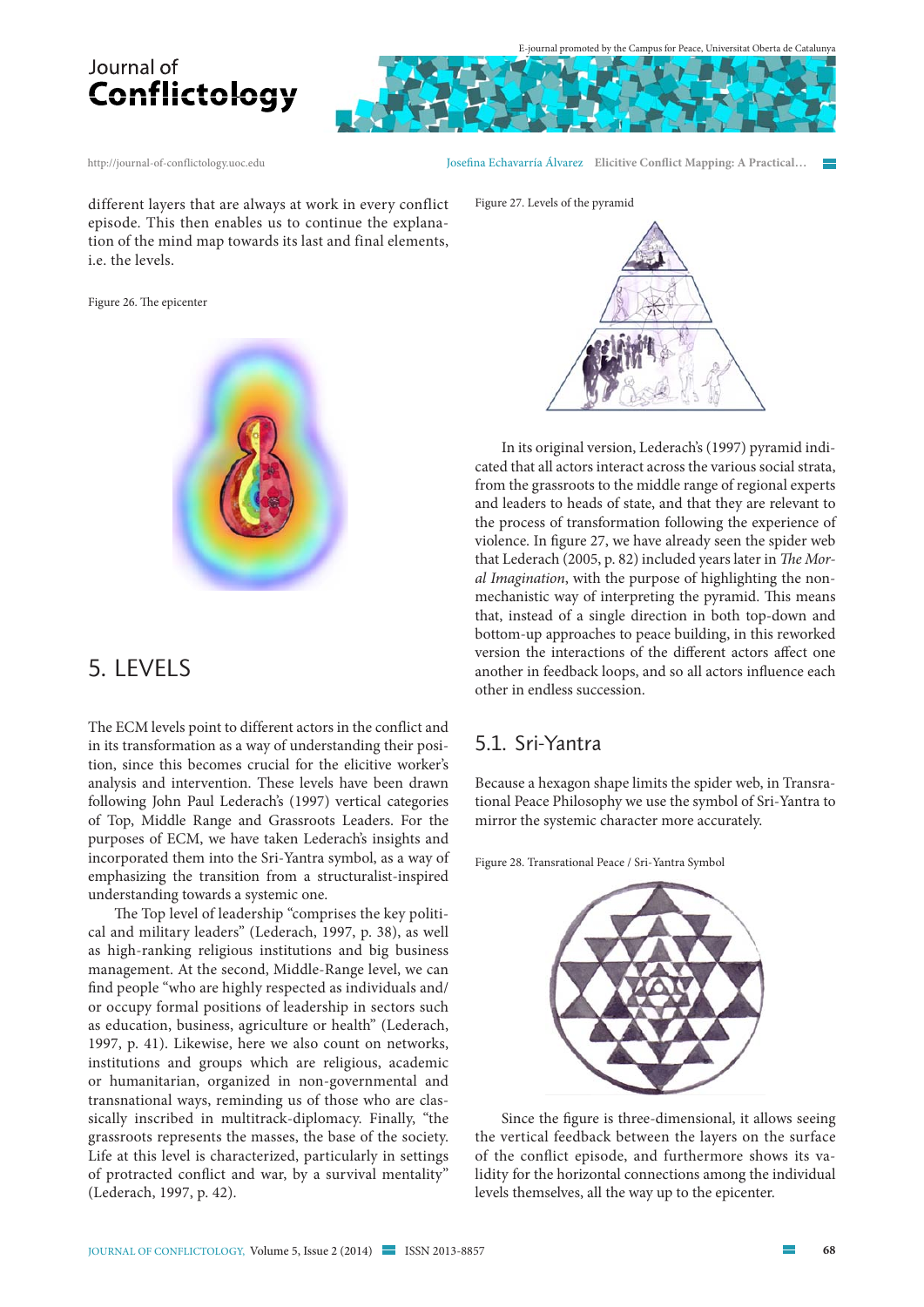different layers that are always at work in every conflict episode. This then enables us to continue the explanation of the mind map towards its last and final elements, i.e. the levels.

Figure 26. The epicenter

## 5. LEVELS

The ECM levels point to different actors in the conflict and in its transformation as a way of understanding their position, since this becomes crucial for the elicitive worker's analysis and intervention. These levels have been drawn following John Paul Lederach's (1997) vertical categories of Top, Middle Range and Grassroots Leaders. For the purposes of ECM, we have taken Lederach's insights and incorporated them into the Sri-Yantra symbol, as a way of emphasizing the transition from a structuralist-inspired understanding towards a systemic one.

The Top level of leadership "comprises the key political and military leaders" (Lederach, 1997, p. 38), as well as high-ranking religious institutions and big business management. At the second, Middle-Range level, we can find people "who are highly respected as individuals and/or occupy formal positions of leadership in sectors such as education, business, agriculture or health" (Lederach, 1997, p. 41). Likewise, here we also count on networks, institutions and groups which are religious, academic or humanitarian, organized in non-governmental and transnational ways, reminding us of those who are classically inscribed in multitrack-diplomacy. Finally, "the grassroots represents the masses, the base of the society. Life at this level is characterized, particularly in settings of protracted conflict and war, by a survival mentality" (Lederach, 1997, p. 42).

Figure 27. Levels of the pyramid

In its original version, Lederach's (1997) pyramid indicated that all actors interact across the various social strata, from the grassroots to the middle range of regional experts and leaders to heads of state, and that they are relevant to the process of transformation following the experience of violence. In figure 27, we have already seen the spider web that Lederach (2005, p. 82) included years later in *The Moral Imagination*, with the purpose of highlighting the non-mechanistic way of interpreting the pyramid. This means that, instead of a single direction in both top-down and bottom-up approaches to peace building, in this reworked version the interactions of the different actors affect one another in feedback loops, and so all actors influence each other in endless succession.

### 5.1. Sri-Yantra

Because a hexagon shape limits the spider web, in Transrational Peace Philosophy we use the symbol of Sri-Yantra to mirror the systemic character more accurately.

Figure 28. Transrational Peace / Sri-Yantra Symbol

Since the figure is three-dimensional, it allows seeing the vertical feedback between the layers on the surface of the conflict episode, and furthermore shows its validity for the horizontal connections among the individual levels themselves, all the way up to the epicenter.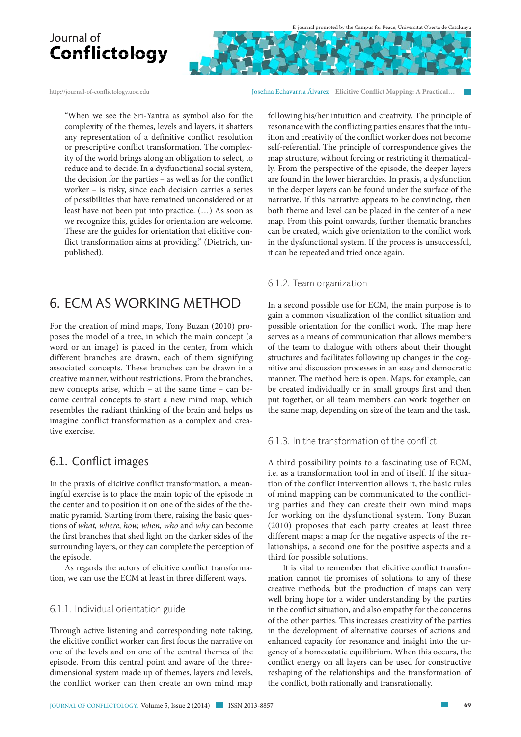"When we see the Sri-Yantra as symbol also for the complexity of the themes, levels and layers, it shatters any representation of a definitive conflict resolution or prescriptive conflict transformation. The complexity of the world brings along an obligation to select, to reduce and to decide. In a dysfunctional social system, the decision for the parties – as well as for the conflict worker – is risky, since each decision carries a series of possibilities that have remained unconsidered or at least have not been put into practice. (…) As soon as we recognize this, guides for orientation are welcome. These are the guides for orientation that elicitive conflict transformation aims at providing." (Dietrich, unpublished).

## 6. ECM AS WORKING METHOD

For the creation of mind maps, Tony Buzan (2010) proposes the model of a tree, in which the main concept (a word or an image) is placed in the center, from which different branches are drawn, each of them signifying associated concepts. These branches can be drawn in a creative manner, without restrictions. From the branches, new concepts arise, which – at the same time – can become central concepts to start a new mind map, which resembles the radiant thinking of the brain and helps us imagine conflict transformation as a complex and creative exercise.

### 6.1. Conflict images

In the praxis of elicitive conflict transformation, a meaningful exercise is to place the main topic of the episode in the center and to position it on one of the sides of the thematic pyramid. Starting from there, raising the basic questions of *what, where, how, when, who* and *why* can become the first branches that shed light on the darker sides of the surrounding layers, or they can complete the perception of the episode.

As regards the actors of elicitive conflict transformation, we can use the ECM at least in three different ways.

#### 6.1.1. Individual orientation guide

Through active listening and corresponding note taking, the elicitive conflict worker can first focus the narrative on one of the levels and on one of the central themes of the episode. From this central point and aware of the three-dimensional system made up of themes, layers and levels, the conflict worker can then create an own mind map following his/her intuition and creativity. The principle of resonance with the conflicting parties ensures that the intuition and creativity of the conflict worker does not become self-referential. The principle of correspondence gives the map structure, without forcing or restricting it thematically. From the perspective of the episode, the deeper layers are found in the lower hierarchies. In praxis, a dysfunction in the deeper layers can be found under the surface of the narrative. If this narrative appears to be convincing, then both theme and level can be placed in the center of a new map. From this point onwards, further thematic branches can be created, which give orientation to the conflict work in the dysfunctional system. If the process is unsuccessful, it can be repeated and tried once again.

#### 6.1.2. Team organization

In a second possible use for ECM, the main purpose is to gain a common visualization of the conflict situation and possible orientation for the conflict work. The map here serves as a means of communication that allows members of the team to dialogue with others about their thought structures and facilitates following up changes in the cognitive and discussion processes in an easy and democratic manner. The method here is open. Maps, for example, can be created individually or in small groups first and then put together, or all team members can work together on the same map, depending on size of the team and the task.

#### 6.1.3. In the transformation of the conflict

A third possibility points to a fascinating use of ECM, i.e. as a transformation tool in and of itself. If the situation of the conflict intervention allows it, the basic rules of mind mapping can be communicated to the conflicting parties and they can create their own mind maps for working on the dysfunctional system. Tony Buzan (2010) proposes that each party creates at least three different maps: a map for the negative aspects of the relationships, a second one for the positive aspects and a third for possible solutions.

It is vital to remember that elicitive conflict transformation cannot tie promises of solutions to any of these creative methods, but the production of maps can very well bring hope for a wider understanding by the parties in the conflict situation, and also empathy for the concerns of the other parties. This increases creativity of the parties in the development of alternative courses of actions and enhanced capacity for resonance and insight into the urgency of a homeostatic equilibrium. When this occurs, the conflict energy on all layers can be used for constructive reshaping of the relationships and the transformation of the conflict, both rationally and transrationally.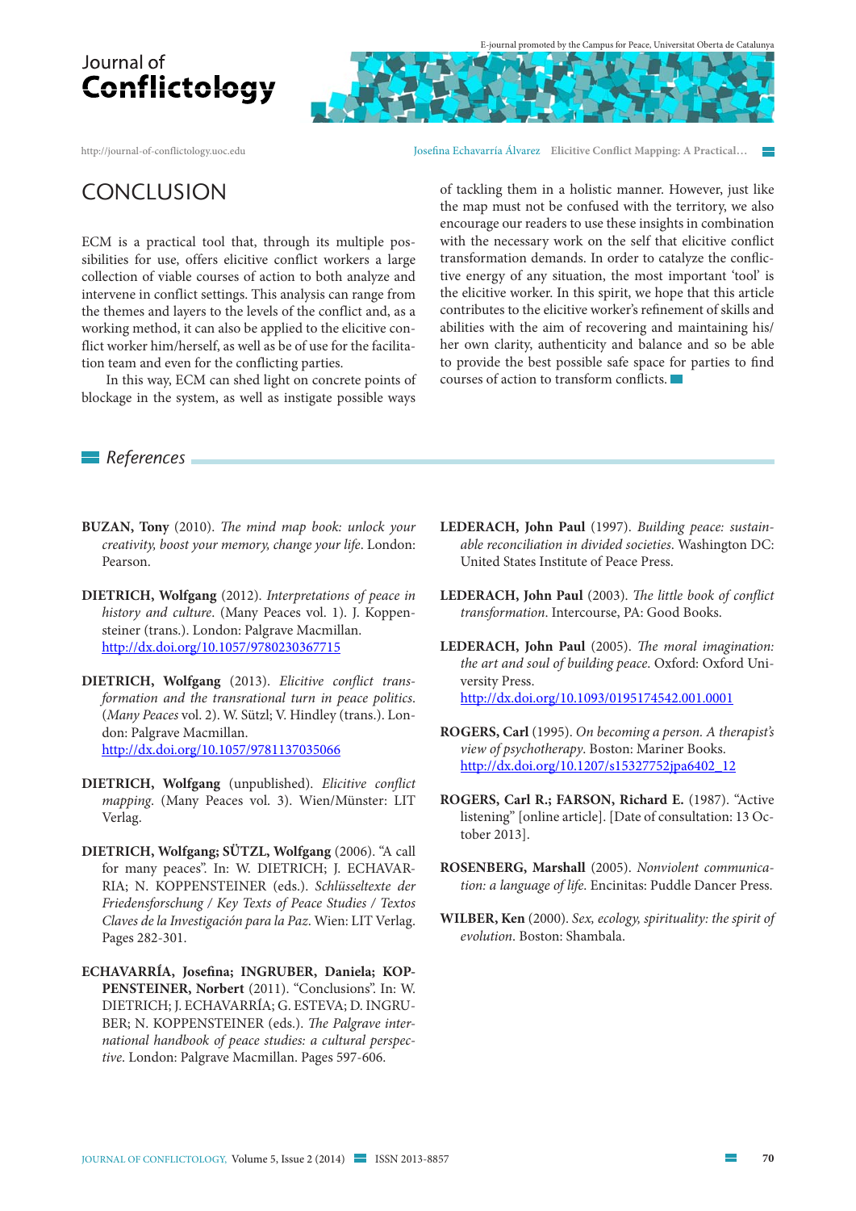## CONCLUSION

ECM is a practical tool that, through its multiple possibilities for use, offers elicitive conflict workers a large collection of viable courses of action to both analyze and intervene in conflict settings. This analysis can range from the themes and layers to the levels of the conflict and, as a working method, it can also be applied to the elicitive conflict worker him/herself, as well as be of use for the facilitation team and even for the conflicting parties.

In this way, ECM can shed light on concrete points of blockage in the system, as well as instigate possible ways of tackling them in a holistic manner. However, just like the map must not be confused with the territory, we also encourage our readers to use these insights in combination with the necessary work on the self that elicitive conflict transformation demands. In order to catalyze the conflictive energy of any situation, the most important 'tool' is the elicitive worker. In this spirit, we hope that this article contributes to the elicitive worker's refinement of skills and abilities with the aim of recovering and maintaining his/her own clarity, authenticity and balance and so be able to provide the best possible safe space for parties to find courses of action to transform conflicts.

## References

**BUZAN, Tony** (2010). *The mind map book: unlock your creativity, boost your memory, change your life*. London: Pearson.

**DIETRICH, Wolfgang** (2012). *Interpretations of peace in history and culture*. (Many Peaces vol. 1). J. Koppensteiner (trans.). London: Palgrave Macmillan.
http://dx.doi.org/10.1057/9780230367715

**DIETRICH, Wolfgang** (2013). *Elicitive conflict transformation and the transrational turn in peace politics*. (*Many Peaces* vol. 2). W. Sützl; V. Hindley (trans.). London: Palgrave Macmillan.
http://dx.doi.org/10.1057/9781137035066

**DIETRICH, Wolfgang** (unpublished). *Elicitive conflict mapping*. (Many Peaces vol. 3). Wien/Münster: LIT Verlag.

**DIETRICH, Wolfgang; SÜTZL, Wolfgang** (2006). "A call for many peaces". In: W. DIETRICH; J. ECHAVARRÍA; N. KOPPENSTEINER (eds.). *Schlüsseltexte der Friedensforschung / Key Texts of Peace Studies / Textos Claves de la Investigación para la Paz*. Wien: LIT Verlag. Pages 282-301.

**ECHAVARRÍA, Josefina; INGRUBER, Daniela; KOPPENSTEINER, Norbert** (2011). "Conclusions". In: W. DIETRICH; J. ECHAVARRÍA; G. ESTEVA; D. INGRUBER; N. KOPPENSTEINER (eds.). *The Palgrave international handbook of peace studies: a cultural perspective*. London: Palgrave Macmillan. Pages 597-606.

**LEDERACH, John Paul** (1997). *Building peace: sustainable reconciliation in divided societies*. Washington DC: United States Institute of Peace Press.

**LEDERACH, John Paul** (2003). *The little book of conflict transformation*. Intercourse, PA: Good Books.

**LEDERACH, John Paul** (2005). *The moral imagination: the art and soul of building peace*. Oxford: Oxford University Press.
http://dx.doi.org/10.1093/0195174542.001.0001

**ROGERS, Carl** (1995). *On becoming a person. A therapist's view of psychotherapy*. Boston: Mariner Books.
http://dx.doi.org/10.1207/s15327752jpa6402_12

**ROGERS, Carl R.; FARSON, Richard E.** (1987). "Active listening" [online article]. [Date of consultation: 13 October 2013].

**ROSENBERG, Marshall** (2005). *Nonviolent communication: a language of life*. Encinitas: Puddle Dancer Press.

**WILBER, Ken** (2000). *Sex, ecology, spirituality: the spirit of evolution*. Boston: Shambala.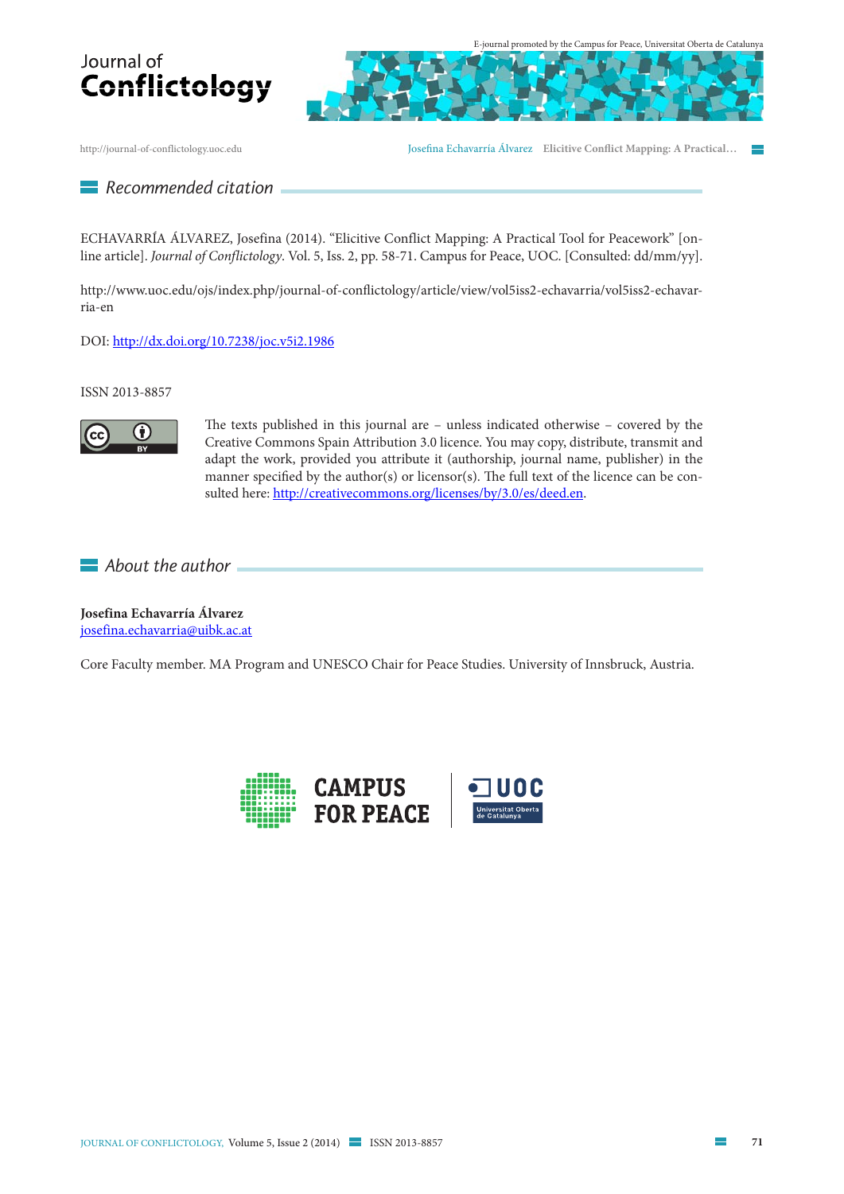## Recommended citation

ECHAVARRÍA ÁLVAREZ, Josefina (2014). "Elicitive Conflict Mapping: A Practical Tool for Peacework" [online article]. *Journal of Conflictology*. Vol. 5, Iss. 2, pp. 58-71. Campus for Peace, UOC. [Consulted: dd/mm/yy].

http://www.uoc.edu/ojs/index.php/journal-of-conflictology/article/view/vol5iss2-echavarria/vol5iss2-echavarria-en

DOI: http://dx.doi.org/10.7238/joc.v5i2.1986

ISSN 2013-8857

The texts published in this journal are – unless indicated otherwise – covered by the Creative Commons Spain Attribution 3.0 licence. You may copy, distribute, transmit and adapt the work, provided you attribute it (authorship, journal name, publisher) in the manner specified by the author(s) or licensor(s). The full text of the licence can be consulted here: http://creativecommons.org/licenses/by/3.0/es/deed.en.

## About the author

**Josefina Echavarría Álvarez**
josefina.echavarria@uibk.ac.at

Core Faculty member. MA Program and UNESCO Chair for Peace Studies. University of Innsbruck, Austria.